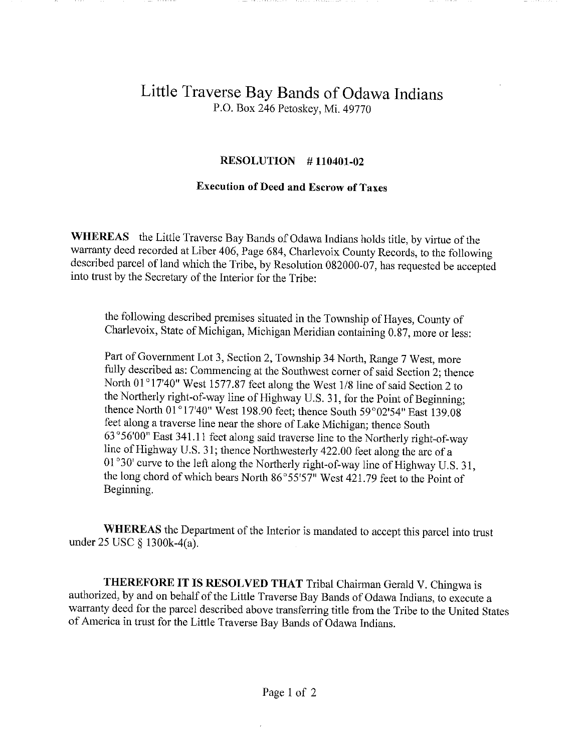# Little Traverse Bay Bands of Odawa Indians

P.O. Box 246 Petoskey, Mi. 49770

## RESOLUTION # 110401-02

### Execution of Deed and Escrow of Taxes

**WHEREAS** the Little Traverse Bay Bands of Odawa Indians holds title, by virtue of the warranty deed recorded at Liber 406, Page 684, Charlevoix County Records, to the following described parcel of land which the Tribe, by Resolution 082000-07, has requested be accepted into trust by the Secretary of the Interior for the Tribe:

> the following described premises situated in the Township of Hayes, County of Charlevoix, State of Michigan, Michigan Meridian containing 0.87, more or less:
>
> Part of Government Lot 3, Section 2, Township 34 North, Range 7 West, more fully described as: Commencing at the Southwest corner of said Section 2; thence North 01°17'40" West 1577.87 feet along the West 1/8 line of said Section 2 to the Northerly right-of-way line of Highway U.S. 31, for the Point of Beginning; thence North 01°17'40" West 198.90 feet; thence South 59°02'54" East 139.08 feet along a traverse line near the shore of Lake Michigan; thence South 63°56'00" East 341.11 feet along said traverse line to the Northerly right-of-way line of Highway U.S. 31; thence Northwesterly 422.00 feet along the arc of a 01°30' curve to the left along the Northerly right-of-way line of Highway U.S. 31, the long chord of which bears North 86°55'57" West 421.79 feet to the Point of Beginning.

**WHEREAS** the Department of the Interior is mandated to accept this parcel into trust under 25 USC § 1300k-4(a).

**THEREFORE IT IS RESOLVED THAT** Tribal Chairman Gerald V. Chingwa is authorized, by and on behalf of the Little Traverse Bay Bands of Odawa Indians, to execute a warranty deed for the parcel described above transferring title from the Tribe to the United States of America in trust for the Little Traverse Bay Bands of Odawa Indians.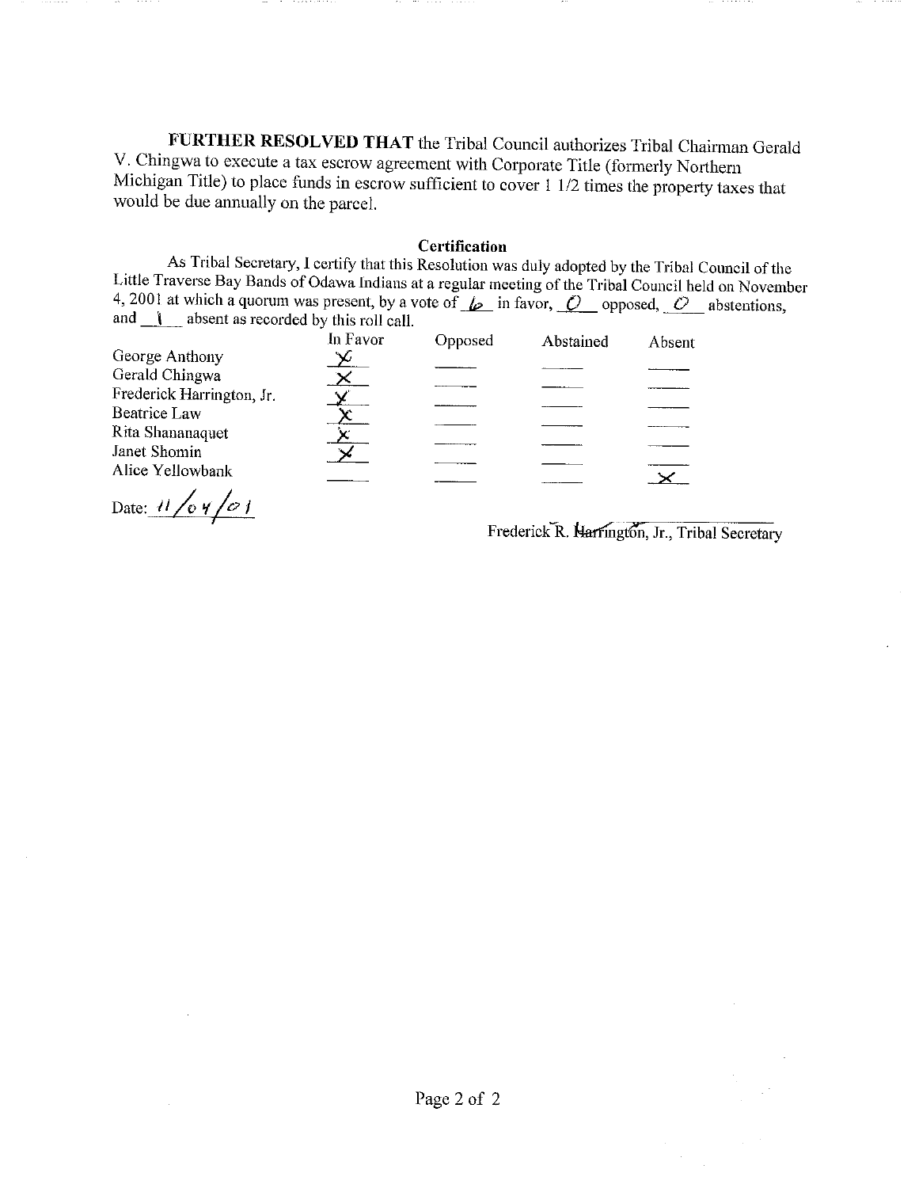**FURTHER RESOLVED THAT** the Tribal Council authorizes Tribal Chairman Gerald V. Chingwa to execute a tax escrow agreement with Corporate Title (formerly Northern Michigan Title) to place funds in escrow sufficient to cover 1 1/2 times the property taxes that would be due annually on the parcel.

### Certification

As Tribal Secretary, I certify that this Resolution was duly adopted by the Tribal Council of the Little Traverse Bay Bands of Odawa Indians at a regular meeting of the Tribal Council held on November 4, 2001 at which a quorum was present, by a vote of 6 in favor, 0 opposed, 0 abstentions, and 1 absent as recorded by this roll call.

| | In Favor | Opposed | Abstained | Absent |
|---|---|---|---|---|
| George Anthony | X | | | |
| Gerald Chingwa | X | | | |
| Frederick Harrington, Jr. | X | | | |
| Beatrice Law | X | | | |
| Rita Shananaquet | X | | | |
| Janet Shomin | X | | | |
| Alice Yellowbank | | | | X |

Date: 11/04/01

Frederick R. Harrington, Jr., Tribal Secretary